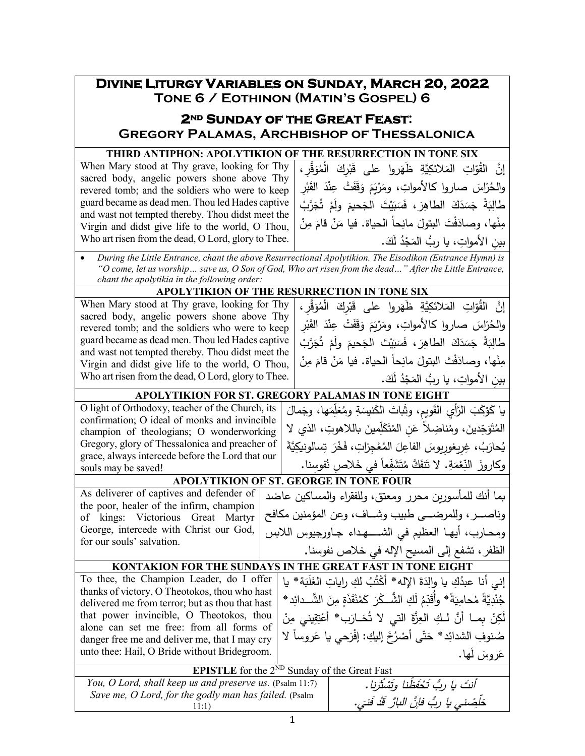# Divine Liturgy Variables on Sunday, March 20, 2022
## Tone 6 / Eothinon (Matin's Gospel) 6

## 2nd Sunday of the Great Feast: Gregory Palamas, Archbishop of Thessalonica

| THIRD ANTIPHON: APOLYTIKION OF THE RESURRECTION IN TONE SIX | |
|---|---|
| When Mary stood at Thy grave, looking for Thy sacred body, angelic powers shone above Thy revered tomb; and the soldiers who were to keep guard became as dead men. Thou led Hades captive and wast not tempted thereby. Thou didst meet the Virgin and didst give life to the world, O Thou, Who art risen from the dead, O Lord, glory to Thee. | إنَّ القُوّاتِ المَلائكِيَّةِ ظَهَروا على قَبْرِكَ الْمُوَقَّرِ، والحُرّاسَ صاروا كالأمواتِ، ومَرْيَمَ وَقَفَتْ عِنْدَ القَبْرِ طالِبَةً جَسَدَكَ الطاهِرَ، فَسَبَيْتَ الجَحيمَ ولَمْ تُجَرَّبْ مِنْها، وصادَفْتَ البتولَ مانِحاً الحياة. فيا مَنْ قامَ مِنْ بينِ الأمواتِ، يا ربُّ المَجْدُ لَكَ. |

- *During the Little Entrance, chant the above Resurrectional Apolytikion. The Eisodikon (Entrance Hymn) is "O come, let us worship… save us, O Son of God, Who art risen from the dead…" After the Little Entrance, chant the apolytikia in the following order:*

| APOLYTIKION OF THE RESURRECTION IN TONE SIX | |
|---|---|
| When Mary stood at Thy grave, looking for Thy sacred body, angelic powers shone above Thy revered tomb; and the soldiers who were to keep guard became as dead men. Thou led Hades captive and wast not tempted thereby. Thou didst meet the Virgin and didst give life to the world, O Thou, Who art risen from the dead, O Lord, glory to Thee. | إنَّ القُوّاتِ المَلائكِيَّةِ ظَهَروا على قَبْرِكَ الْمُوَقَّرِ، والحُرّاسَ صاروا كالأمواتِ، ومَرْيَمَ وَقَفَتْ عِنْدَ القَبْرِ طالِبَةً جَسَدَكَ الطاهِرَ، فَسَبَيْتَ الجَحيمَ ولَمْ تُجَرَّبْ مِنْها، وصادَفْتَ البتولَ مانِحاً الحياة. فيا مَنْ قامَ مِنْ بينِ الأمواتِ، يا ربُّ المَجْدُ لَكَ. |

| APOLYTIKION FOR ST. GREGORY PALAMAS IN TONE EIGHT | |
|---|---|
| O light of Orthodoxy, teacher of the Church, its confirmation; O ideal of monks and invincible champion of theologians; O wonderworking Gregory, glory of Thessalonica and preacher of grace, always intercede before the Lord that our souls may be saved! | يا كَوْكَبَ الرَّأيِ القَويمِ، وثَباتَ الكَنيسَةِ ومُعَلِّمَها، وجَمالَ المُتَوَحِّدينَ، ومُناضِلاً عَنِ المُتَكَلِّمينَ باللاهوتِ، الذي لا يُحارَبُ، غِريغوريوسَ الفاعِلَ المُعْجِزاتِ، فَخْرَ تِسالونيكيَّةَ وكاروزَ النِّعْمَةِ. لا تَنفَكَّ مُتَشَفِّعاً في خَلاصِ نُفوسِنا. |

| APOLYTIKION OF ST. GEORGE IN TONE FOUR | |
|---|---|
| As deliverer of captives and defender of the poor, healer of the infirm, champion of kings: Victorious Great Martyr George, intercede with Christ our God, for our souls' salvation. | بما أنك للمأسورين محرر ومعتق، وللفقراء والمساكين عاضد وناصــر، وللمرضـــى طبيب وشــاف، وعن المؤمنين مكافح ومحـارب، أيهـا العظيم في الشـــهداء جـاورجيوس اللابس الظفر، تشفع إلى المسيح الإله في خلاص نفوسنا. |

| KONTAKION FOR THE SUNDAYS IN THE GREAT FAST IN TONE EIGHT | |
|---|---|
| To thee, the Champion Leader, do I offer thanks of victory, O Theotokos, thou who hast delivered me from terror; but as thou that hast that power invincible, O Theotokos, thou alone can set me free: from all forms of danger free me and deliver me, that I may cry unto thee: Hail, O Bride without Bridegroom. | إني أنا عبدُكِ يا والِدَةَ الإله* أكْتُبُ لكِ راياتِ الغَلَبَة* يا جُنْدِيَّةً مُحامِيَةً* وأُقَدِّمُ لَكِ الشُّــكْرَ كَمُنْقَذَةٍ مِنَ الشَّــدائِدِ* لَكِنْ بِمــا أنَّ لــكِ العِزَّةَ التي لا تُحَـارَب* أعْتِقيني مِنْ صُنوفِ الشدائِدِ* حَتّى أَصْرُخَ إليكِ: إفْرَحي يا عَروساً لا عَروسَ لَها. |

| **EPISTLE** for the 2ND Sunday of the Great Fast | |
|---|---|
| *You, O Lord, shall keep us and preserve us.* (Psalm 11:7) *Save me, O Lord, for the godly man has failed.* (Psalm 11:1) | *أنتَ يا ربُّ تَحْفَظُنا وتَسْتُرُنا.* *خَلِّصْني يا ربُّ فإنَّ البارَّ قَدْ فَنِيَ.* |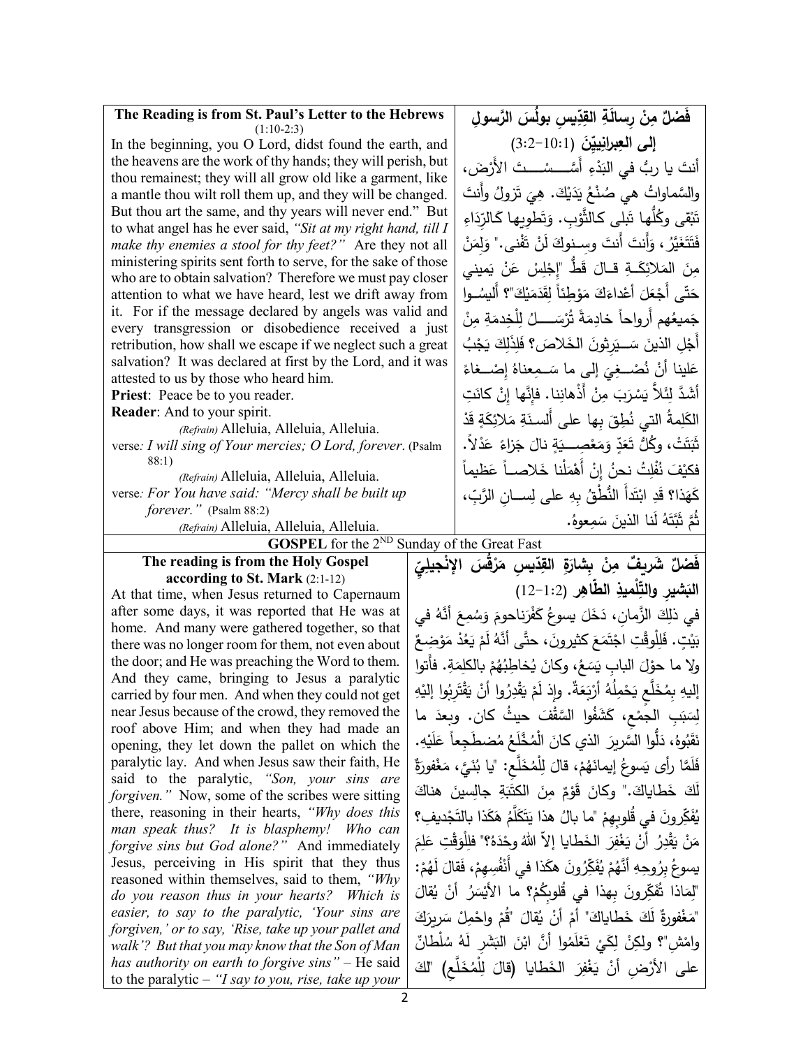**The Reading is from St. Paul's Letter to the Hebrews** (1:10-2:3)

In the beginning, you O Lord, didst found the earth, and the heavens are the work of thy hands; they will perish, but thou remainest; they will all grow old like a garment, like a mantle thou wilt roll them up, and they will be changed. But thou art the same, and thy years will never end." But to what angel has he ever said, *"Sit at my right hand, till I make thy enemies a stool for thy feet?"* Are they not all ministering spirits sent forth to serve, for the sake of those who are to obtain salvation? Therefore we must pay closer attention to what we have heard, lest we drift away from it. For if the message declared by angels was valid and every transgression or disobedience received a just retribution, how shall we escape if we neglect such a great salvation? It was declared at first by the Lord, and it was attested to us by those who heard him.

**Priest**: Peace be to you reader.

**Reader**: And to your spirit.

*(Refrain)* Alleluia, Alleluia, Alleluia.

verse*: I will sing of Your mercies; O Lord, forever*. (Psalm 88:1)

*(Refrain)* Alleluia, Alleluia, Alleluia.

verse*: For You have said: "Mercy shall be built up forever."* (Psalm 88:2)

*(Refrain)* Alleluia, Alleluia, Alleluia.

**فَصْلٌ مِنْ رِسالَةِ القدّيسِ بولُسَ الرَّسولِ إلى العِبرانيّينَ** (1:10-2:3)

أنتَ يا ربُّ في البَدْءِ أَسَّسْتَ الأَرْضَ، والسَّماواتُ هي صُنْعُ يَدَيْكَ. هِيَ تَزولُ وأَنتَ تَبْقى وكُلُّها تَبلى كالثَّوْبِ. وَتَطويها كَالرِّدَاءِ فَتَتَغَيَّرُ، وَأَنتَ أَنتَ وسِنوكَ لَنْ تَفْنى." وَلِمَنْ مِنَ المَلائِكَةِ قالَ قَطُّ "اِجْلِسْ عَنْ يَميني حَتّى أَجْعَلَ أَعْداءَكَ مَوْطِئاً لِقَدَمَيْكَ"؟ أَليسُوا جَميعُهُم أَرواحاً خادِمَةً تُرْسَلُ لِلْخِدمَةِ مِنْ أَجْلِ الذينَ سَيَرِثونَ الخَلاصَ؟ فَلِذَلِكَ يَجِبُ عَلينا أَنْ نُصْغِيَ إلى ما سَمِعناهُ إِصْغاءً أَشَدَّ لِئَلاَّ يَسْرَبَ مِنْ أَذْهانِنا. فإِنَّها إِنْ كانَتِ الكَلِمةُ التي نُطِقَ بِها على أَلسِنَةِ مَلائِكَةٍ قَدْ ثَبَتَتْ، وكُلُّ تَعَدٍّ وَمَعْصِيَةٍ نالَ جَزاءً عَدْلاً. فكيْفَ نُفْلِتُ نحنُ إِنْ أَهْمَلْنا خَلاصاً عَظيماً كَهَذا؟ قَدِ ابْتَدأَ النُّطْقُ بِهِ على لِسانِ الرَّبِّ، ثُمَّ ثَبَّتَهُ لَنا الذينَ سَمِعوهُ.

**GOSPEL** for the 2[ND] Sunday of the Great Fast

**The reading is from the Holy Gospel according to St. Mark** (2:1-12)

At that time, when Jesus returned to Capernaum after some days, it was reported that He was at home. And many were gathered together, so that there was no longer room for them, not even about the door; and He was preaching the Word to them. And they came, bringing to Jesus a paralytic carried by four men. And when they could not get near Jesus because of the crowd, they removed the roof above Him; and when they had made an opening, they let down the pallet on which the paralytic lay. And when Jesus saw their faith, He said to the paralytic, *"Son, your sins are forgiven."* Now, some of the scribes were sitting there, reasoning in their hearts, *"Why does this man speak thus? It is blasphemy! Who can forgive sins but God alone?"* And immediately Jesus, perceiving in His spirit that they thus reasoned within themselves, said to them, *"Why do you reason thus in your hearts? Which is easier, to say to the paralytic, 'Your sins are forgiven,' or to say, 'Rise, take up your pallet and walk'? But that you may know that the Son of Man has authority on earth to forgive sins"* – He said to the paralytic – *"I say to you, rise, take up your*

**فَصْلٌ شَريفٌ مِنْ بِشارَةِ القدّيسِ مَرْقُسَ الإنْجيليِّ البَشيرِ والتِّلْميذِ الطّاهِرِ** (2:1-12)

في ذلِكَ الزَّمانِ، دَخَلَ يسوعُ كَفْرَناحومَ وَسُمِعَ أَنَّهُ في بَيْتٍ. فَلِلْوقْتِ اجْتَمَعَ كثيرونَ، حتَّى أَنَّهُ لَمْ يَعُدْ مَوْضِعٌ ولا ما حوْلَ البابِ يَسَعُ، وكانَ يُخاطِبُهُمْ بالكلِمَةِ. فأتوا إليهِ بِمُخَلَّعٍ يَحْمِلُهُ أَرْبَعَةٌ. وإذ لَمْ يَقْدِرُوا أَنْ يَقْتَرِبُوا إليْهِ لِسَبَبِ الجمْعِ، كَشَفُوا السَّقْفَ حيثُ كان. وبعدَ ما نَقَبُوهُ، دَلُّوا السَّريرَ الذي كانَ الْمُخَلَّعُ مُضطَجِعاً عَلَيْهِ. فَلَمَّا رأى يَسوعُ إيمانَهُمْ، قالَ لِلْمُخَلَّعِ: "يا بُنَيَّ، مَغْفورةٌ لَكَ خَطاياكَ." وكانَ قَوْمٌ مِنَ الكَتَبَةِ جالِسينَ هناكَ يُفَكِّرونَ في قُلوبِهِمْ "ما بالُ هذا يَتَكَلَّمُ هَكَذا بالتَجْديفِ؟ مَنْ يَقْدِرُ أَنْ يَغْفِرَ الخَطايا إلاّ اللهُ وحْدَهُ؟" فلِلْوَقْتِ عَلِمَ يسوعُ بِرُوحِهِ أَنَّهُمْ يُفَكِّرُونَ هكَذا في أَنْفُسِهِمْ، فَقالَ لَهُمْ: "لِمَاذا تُفَكِّرونَ بِهذا في قُلوبِكُمْ؟ ما الأَيْسَرُ أَنْ يُقالَ "مَغْفورَةٌ لَكَ خَطاياكَ" أَمْ أَنْ يُقالَ "قُمْ واحْمِلْ سَريرَكَ وامْشِ"؟ ولكِنْ لِكَيْ تَعْلَمُوا أَنَّ ابْنَ البَشَرِ لَهُ سُلْطانٌ على الأَرْضِ أَنْ يَغْفِرَ الخَطايا (قالَ لِلْمُخَلَّعِ) "لكَ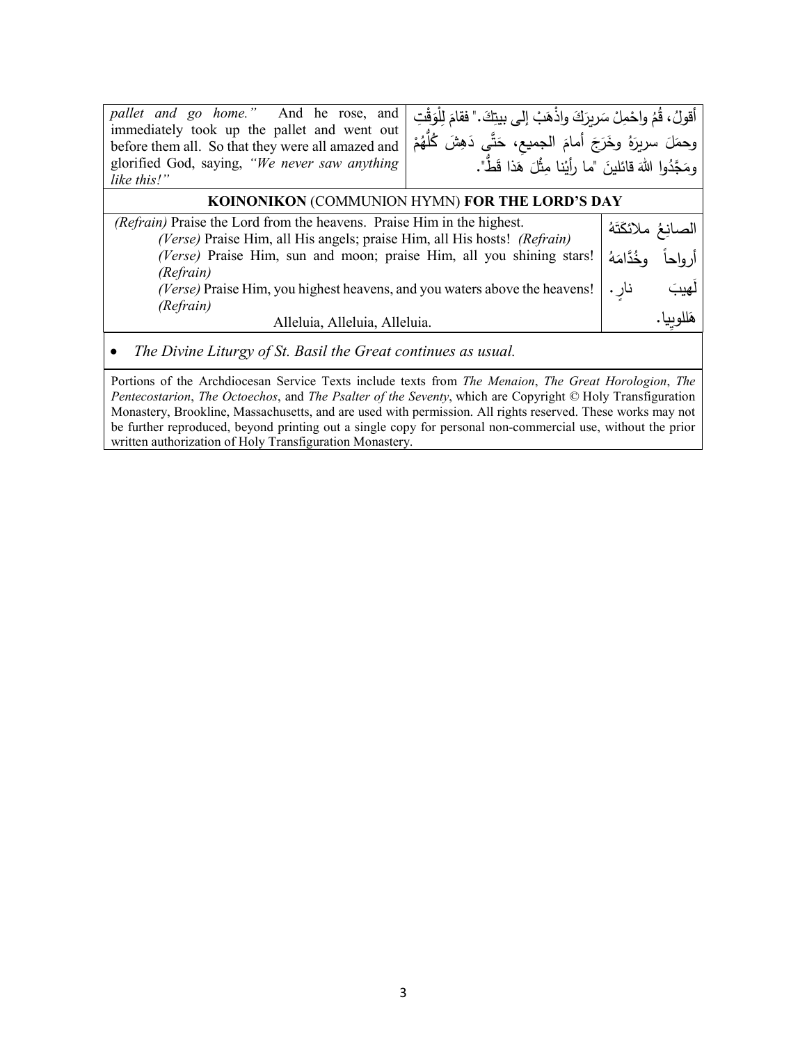| | |
|---|---|
| *pallet and go home."* And he rose, and immediately took up the pallet and went out before them all. So that they were all amazed and glorified God, saying, *"We never saw anything like this!"* | أقولُ، قُمْ واحْمِلْ سَريرَكَ واذْهَبْ إلى بيتِكَ." فقامَ لِلْوَقْتِ وحمَلَ سريرَهُ وخَرَجَ أمامَ الجميعِ، حَتَّى دَهِشَ كُلُّهُمْ ومَجَّدُوا اللهَ قائلينَ "ما رأيْنا مِثْلَ هَذا قَطُّ". |

## KOINONIKON (COMMUNION HYMN) FOR THE LORD'S DAY

| | |
|---|---|
| *(Refrain)* Praise the Lord from the heavens. Praise Him in the highest.<br>*(Verse)* Praise Him, all His angels; praise Him, all His hosts! *(Refrain)*<br>*(Verse)* Praise Him, sun and moon; praise Him, all you shining stars! *(Refrain)*<br>*(Verse)* Praise Him, you highest heavens, and you waters above the heavens! *(Refrain)*<br>Alleluia, Alleluia, Alleluia. | الصانِعُ ملائكَتَهُ<br>أرواحاً وخُدَّامَهُ<br>لَهيبَ نارٍ.<br>هَللويا. |

- *The Divine Liturgy of St. Basil the Great continues as usual.*

Portions of the Archdiocesan Service Texts include texts from *The Menaion*, *The Great Horologion*, *The Pentecostarion*, *The Octoechos*, and *The Psalter of the Seventy*, which are Copyright © Holy Transfiguration Monastery, Brookline, Massachusetts, and are used with permission. All rights reserved. These works may not be further reproduced, beyond printing out a single copy for personal non-commercial use, without the prior written authorization of Holy Transfiguration Monastery.